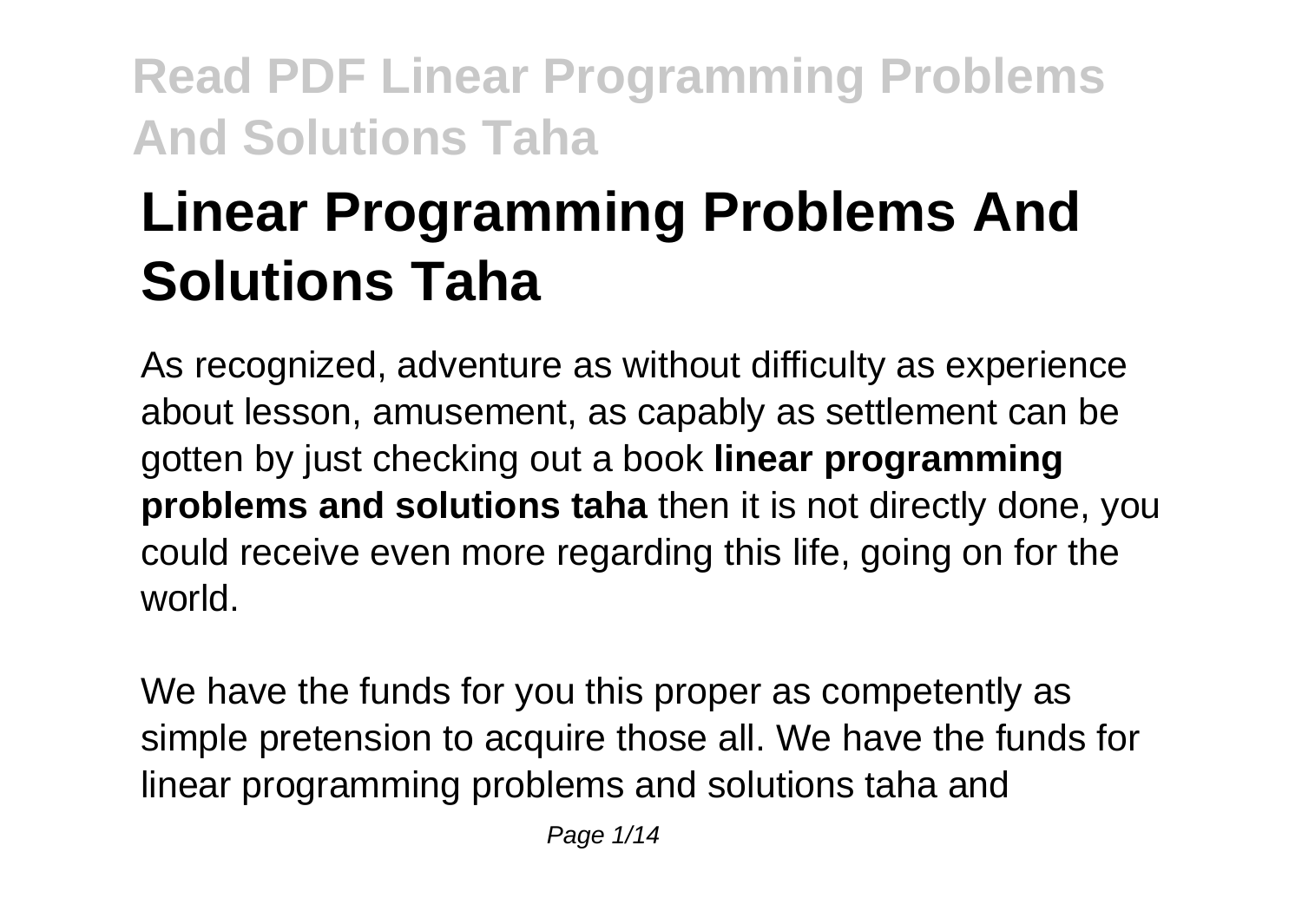# Linear Programming Problems And Solutions Taha

As recognized, adventure as without difficulty as experience about lesson, amusement, as capably as settlement can be gotten by just checking out a book **linear programming problems and solutions taha** then it is not directly done, you could receive even more regarding this life, going on for the world.

We have the funds for you this proper as competently as simple pretension to acquire those all. We have the funds for linear programming problems and solutions taha and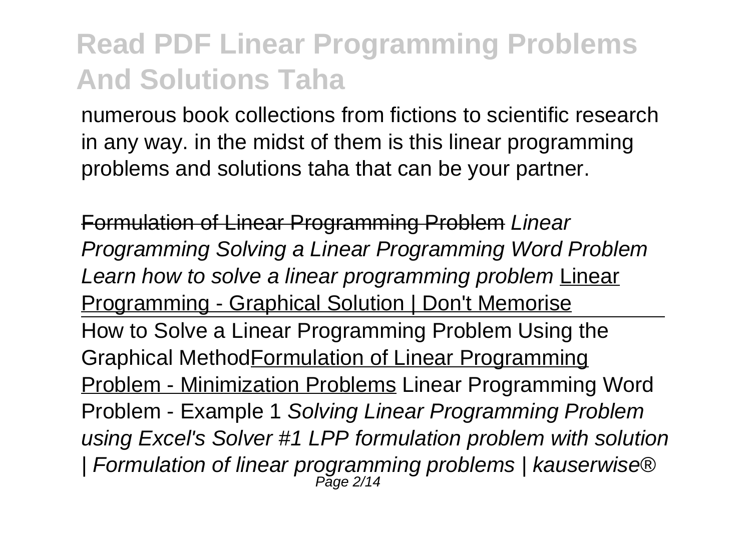numerous book collections from fictions to scientific research in any way. in the midst of them is this linear programming problems and solutions taha that can be your partner.

~~Formulation of Linear Programming Problem~~ *Linear Programming Solving a Linear Programming Word Problem* *Learn how to solve a linear programming problem* Linear Programming - Graphical Solution | Don't Memorise

---

How to Solve a Linear Programming Problem Using the Graphical MethodFormulation of Linear Programming Problem - Minimization Problems Linear Programming Word Problem - Example 1 *Solving Linear Programming Problem using Excel's Solver #1 LPP formulation problem with solution | Formulation of linear programming problems | kauserwise®*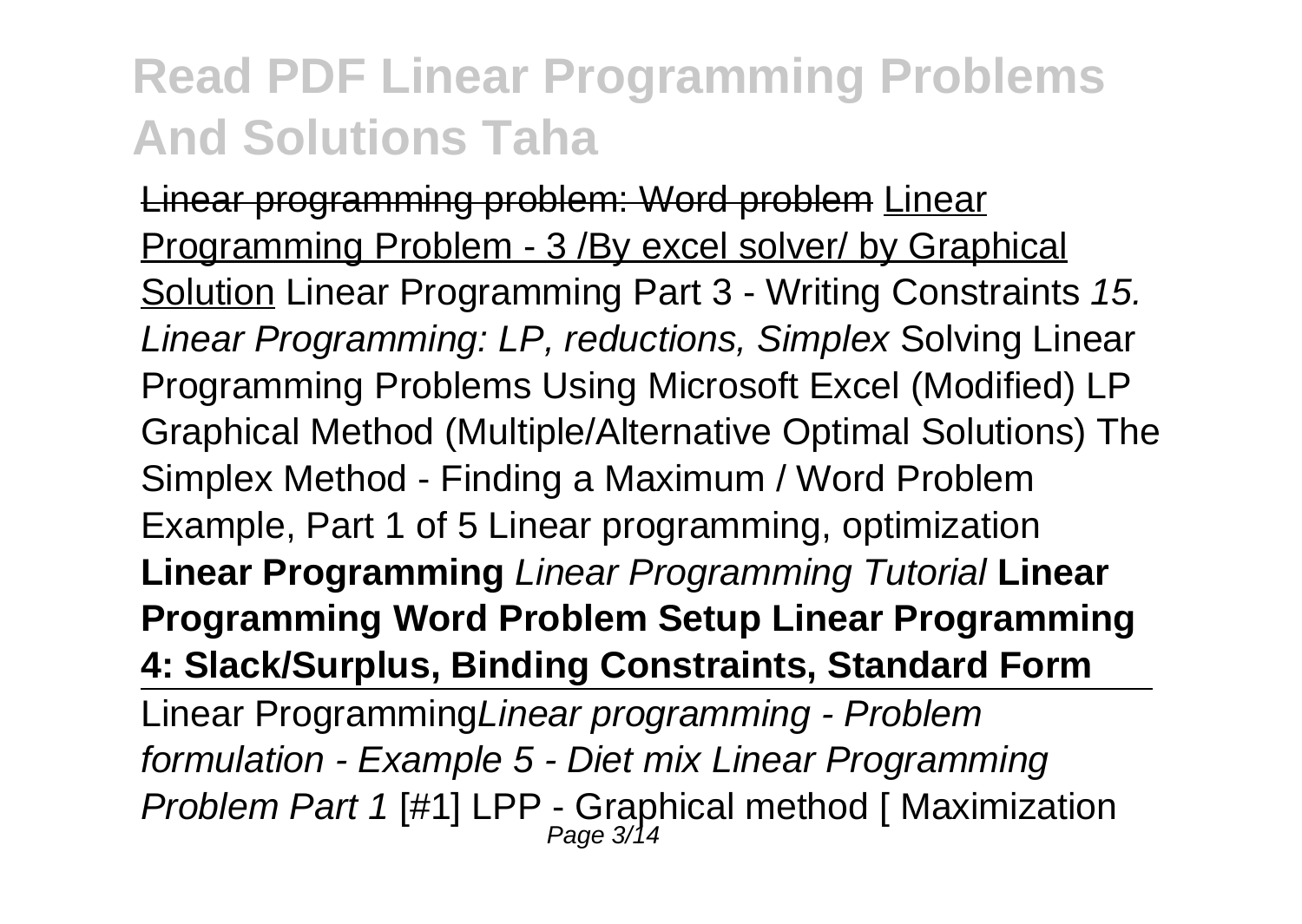## Read PDF Linear Programming Problems And Solutions Taha

~~Linear programming problem: Word problem~~ Linear Programming Problem - 3 /By excel solver/ by Graphical Solution Linear Programming Part 3 - Writing Constraints *15. Linear Programming: LP, reductions, Simplex* Solving Linear Programming Problems Using Microsoft Excel (Modified) LP Graphical Method (Multiple/Alternative Optimal Solutions) The Simplex Method - Finding a Maximum / Word Problem Example, Part 1 of 5 Linear programming, optimization **Linear Programming** *Linear Programming Tutorial* **Linear Programming Word Problem Setup Linear Programming 4: Slack/Surplus, Binding Constraints, Standard Form**

Linear Programming*Linear programming - Problem formulation - Example 5 - Diet mix Linear Programming Problem Part 1* [#1] LPP - Graphical method [ Maximization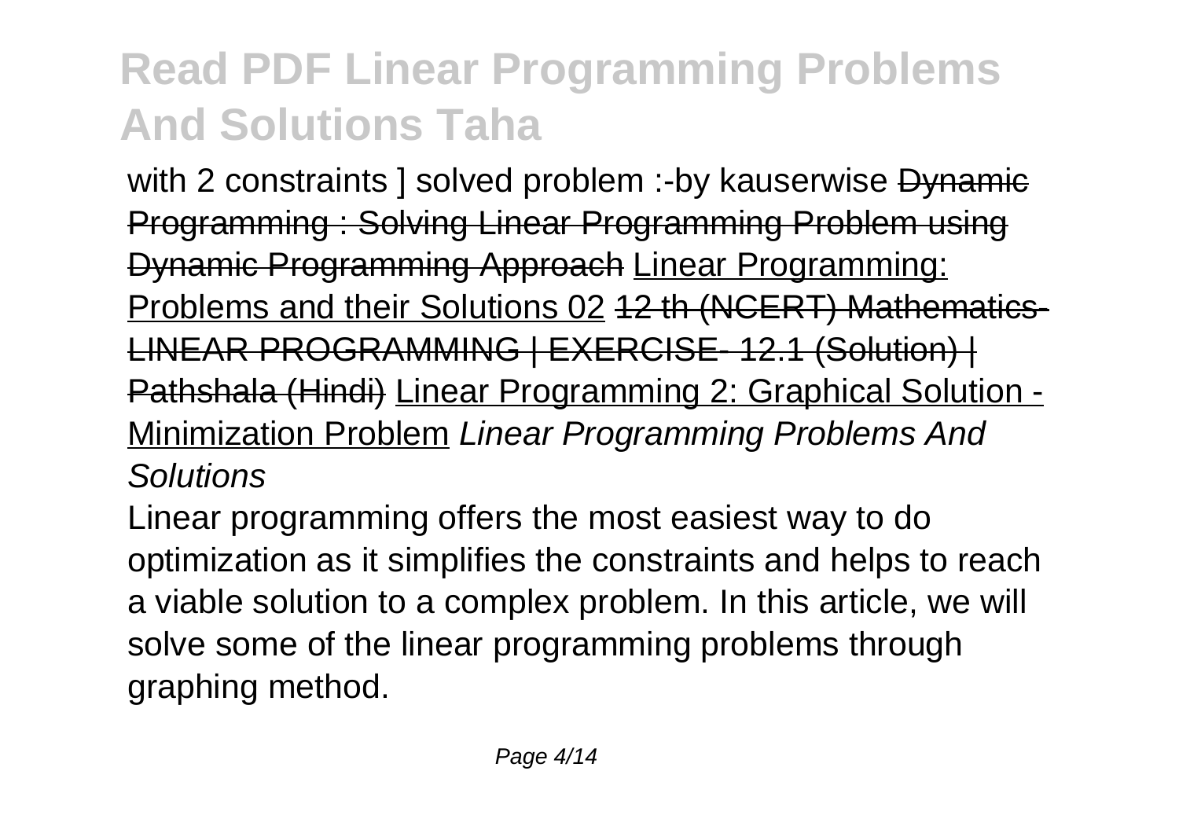with 2 constraints ] solved problem :-by kauserwise ~~Dynamic Programming : Solving Linear Programming Problem using Dynamic Programming Approach~~ Linear Programming: Problems and their Solutions 02 ~~12 th (NCERT) Mathematics-LINEAR PROGRAMMING | EXERCISE- 12.1 (Solution) | Pathshala (Hindi)~~ Linear Programming 2: Graphical Solution - Minimization Problem *Linear Programming Problems And Solutions*

Linear programming offers the most easiest way to do optimization as it simplifies the constraints and helps to reach a viable solution to a complex problem. In this article, we will solve some of the linear programming problems through graphing method.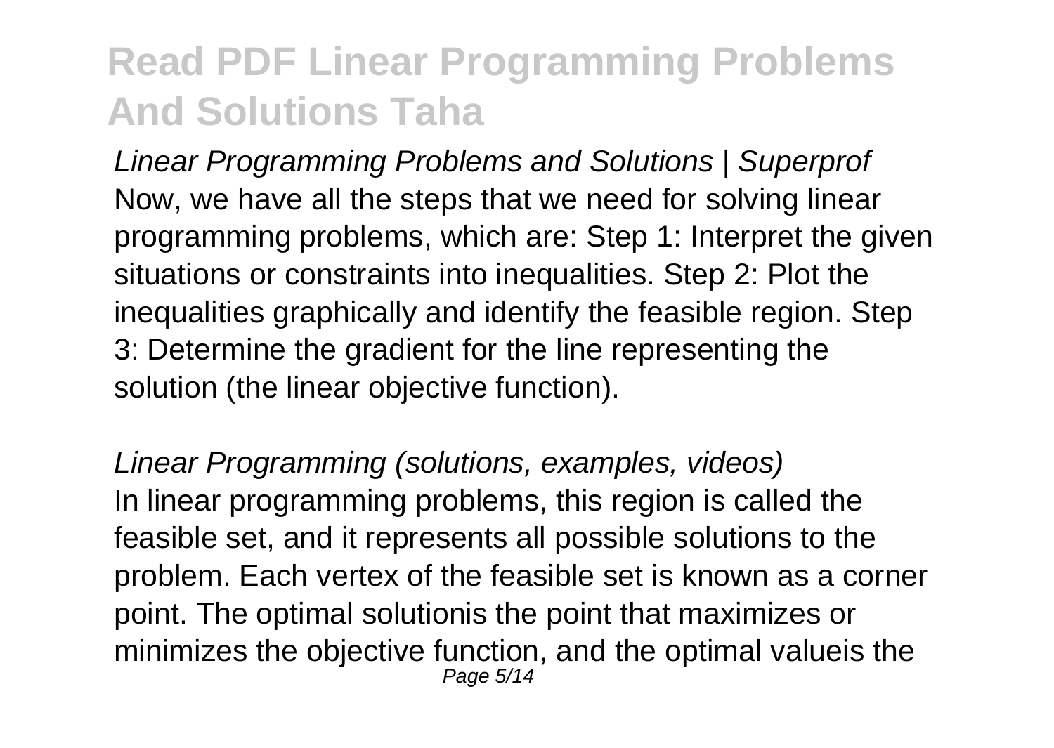## Read PDF Linear Programming Problems And Solutions Taha

*Linear Programming Problems and Solutions | Superprof*
Now, we have all the steps that we need for solving linear programming problems, which are: Step 1: Interpret the given situations or constraints into inequalities. Step 2: Plot the inequalities graphically and identify the feasible region. Step 3: Determine the gradient for the line representing the solution (the linear objective function).

*Linear Programming (solutions, examples, videos)*
In linear programming problems, this region is called the feasible set, and it represents all possible solutions to the problem. Each vertex of the feasible set is known as a corner point. The optimal solutionis the point that maximizes or minimizes the objective function, and the optimal valueis the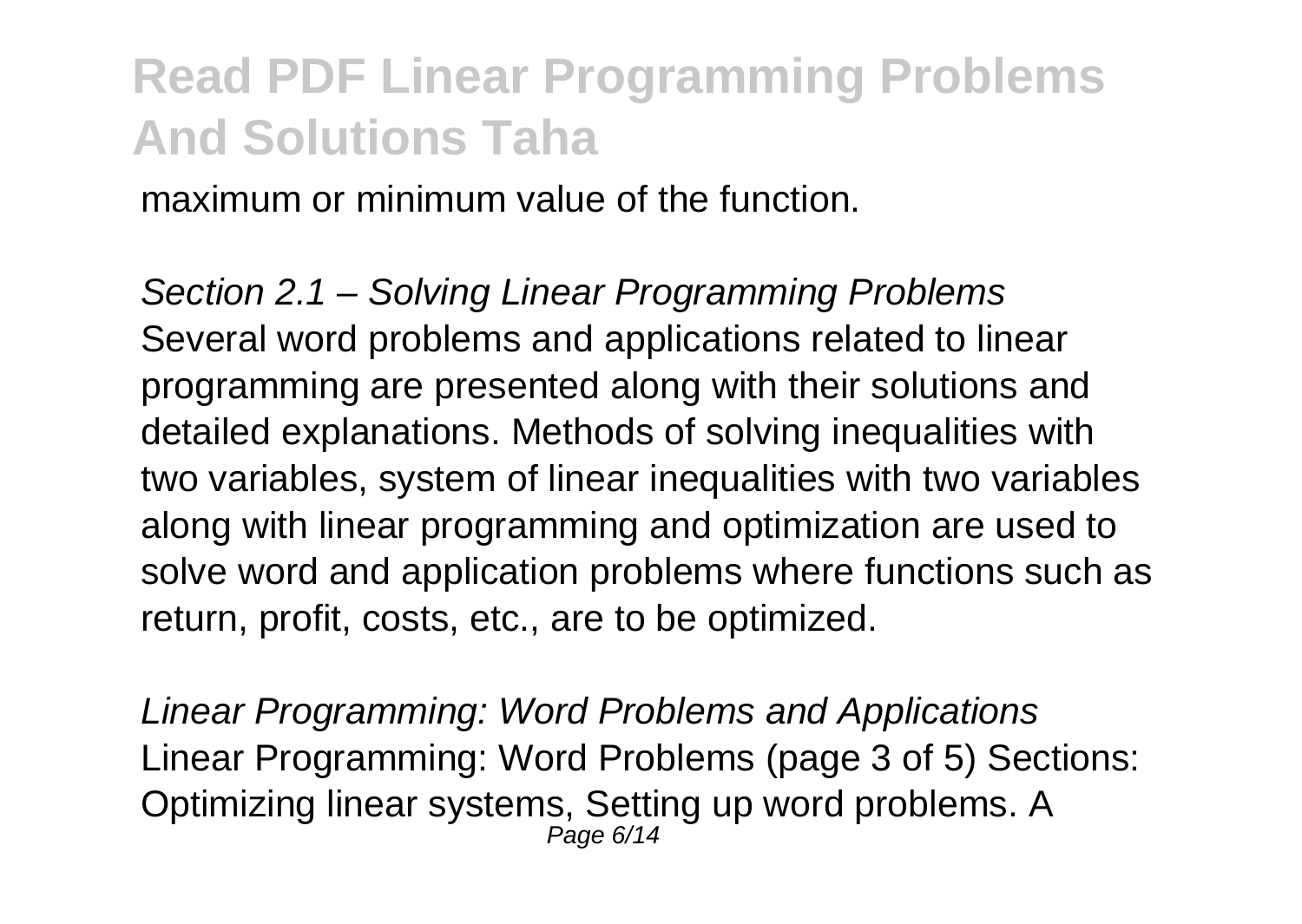maximum or minimum value of the function.

*Section 2.1 – Solving Linear Programming Problems*
Several word problems and applications related to linear programming are presented along with their solutions and detailed explanations. Methods of solving inequalities with two variables, system of linear inequalities with two variables along with linear programming and optimization are used to solve word and application problems where functions such as return, profit, costs, etc., are to be optimized.

*Linear Programming: Word Problems and Applications*
Linear Programming: Word Problems (page 3 of 5) Sections: Optimizing linear systems, Setting up word problems. A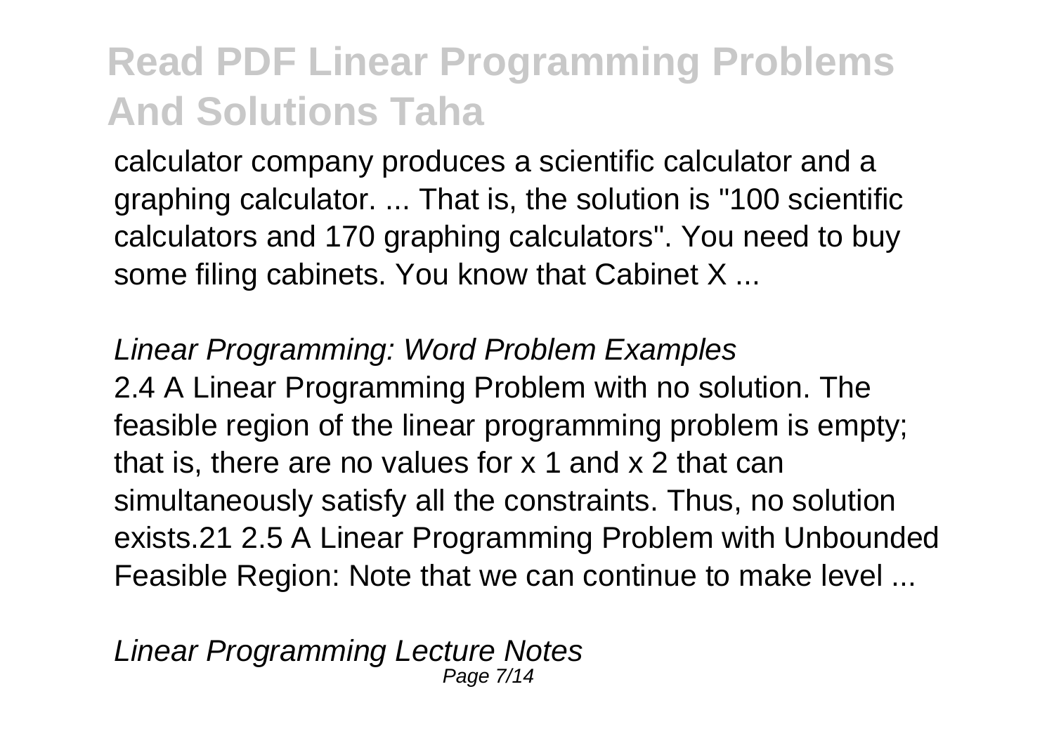calculator company produces a scientific calculator and a graphing calculator. ... That is, the solution is "100 scientific calculators and 170 graphing calculators". You need to buy some filing cabinets. You know that Cabinet X ...

*Linear Programming: Word Problem Examples*

2.4 A Linear Programming Problem with no solution. The feasible region of the linear programming problem is empty; that is, there are no values for $x_1$ and $x_2$ that can simultaneously satisfy all the constraints. Thus, no solution exists.21 2.5 A Linear Programming Problem with Unbounded Feasible Region: Note that we can continue to make level ...

*Linear Programming Lecture Notes*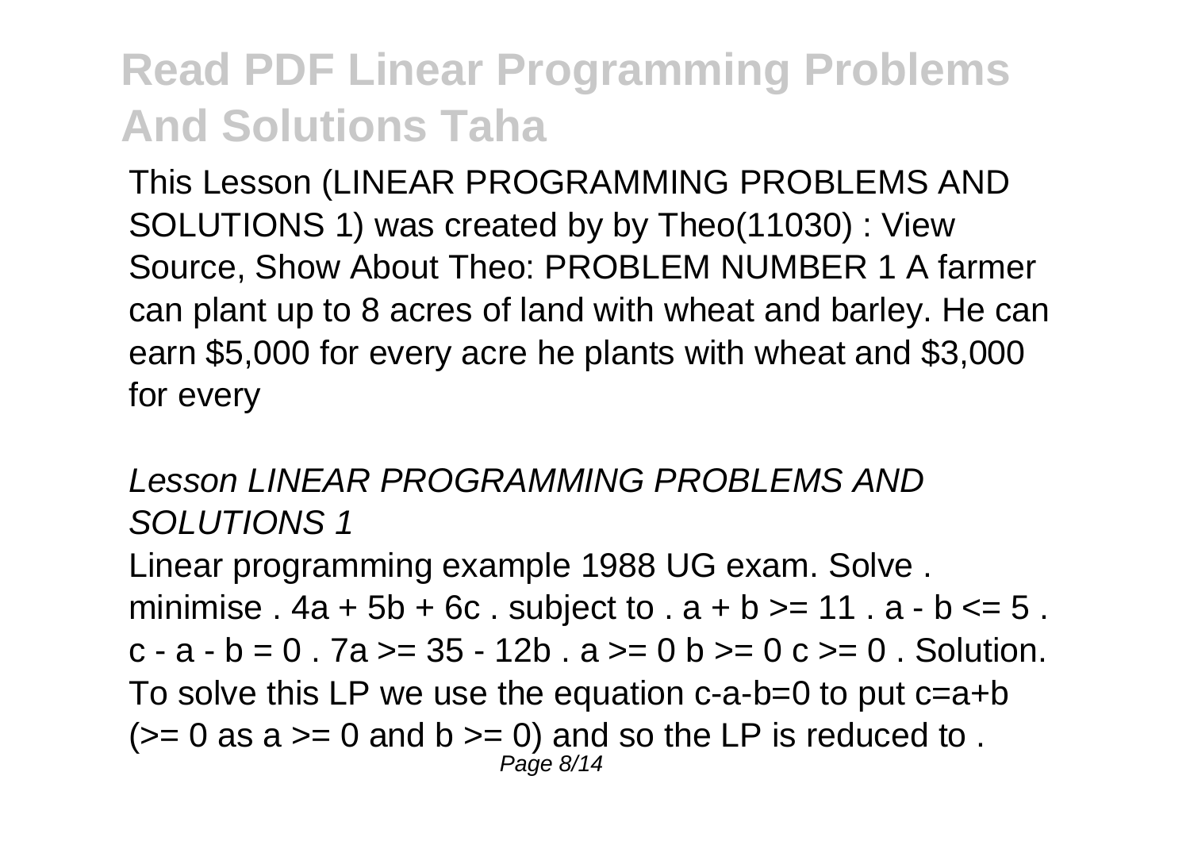# Read PDF Linear Programming Problems And Solutions Taha

This Lesson (LINEAR PROGRAMMING PROBLEMS AND SOLUTIONS 1) was created by by Theo(11030) : View Source, Show About Theo: PROBLEM NUMBER 1 A farmer can plant up to 8 acres of land with wheat and barley. He can earn $5,000 for every acre he plants with wheat and $3,000 for every

## *Lesson LINEAR PROGRAMMING PROBLEMS AND SOLUTIONS 1*

Linear programming example 1988 UG exam. Solve . minimise . $4a + 5b + 6c$ . subject to . $a + b >= 11$ . $a - b <= 5$ . $c - a - b = 0$ . $7a >= 35 - 12b$ . $a >= 0$ $b >= 0$ $c >= 0$ . Solution. To solve this LP we use the equation $c-a-b=0$ to put $c=a+b$ ($>= 0$ as $a >= 0$ and $b >= 0$) and so the LP is reduced to .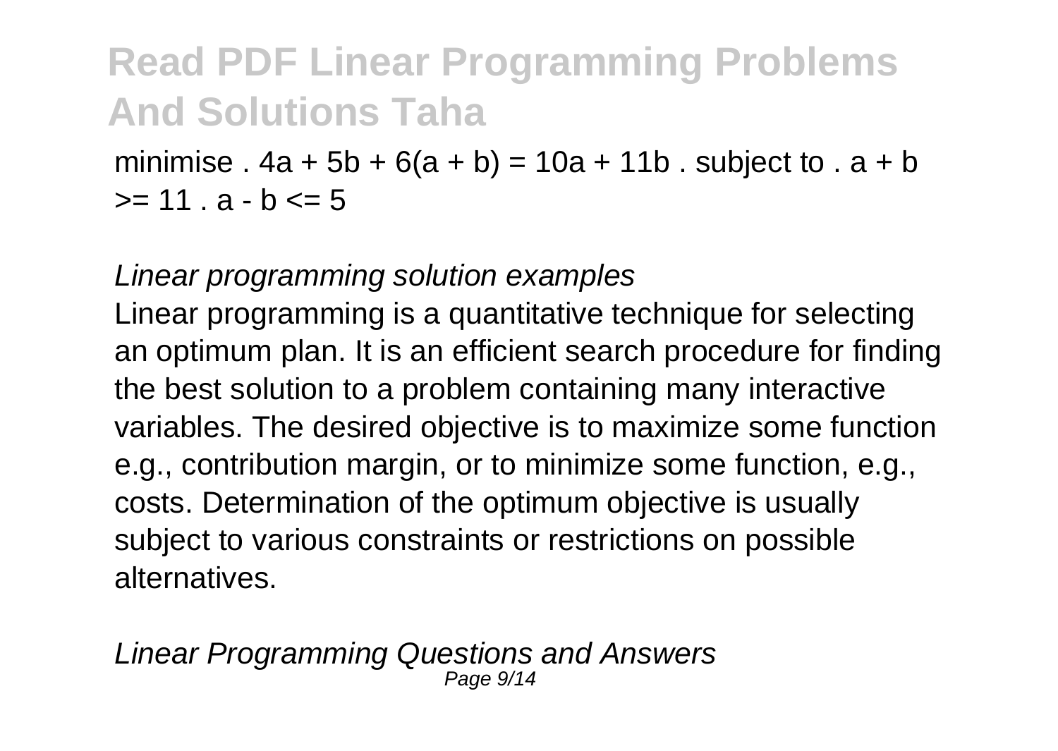minimise . $4a + 5b + 6(a + b) = 10a + 11b$ . subject to . $a + b >= 11$ . $a - b <= 5$

*Linear programming solution examples*

Linear programming is a quantitative technique for selecting an optimum plan. It is an efficient search procedure for finding the best solution to a problem containing many interactive variables. The desired objective is to maximize some function e.g., contribution margin, or to minimize some function, e.g., costs. Determination of the optimum objective is usually subject to various constraints or restrictions on possible alternatives.

*Linear Programming Questions and Answers*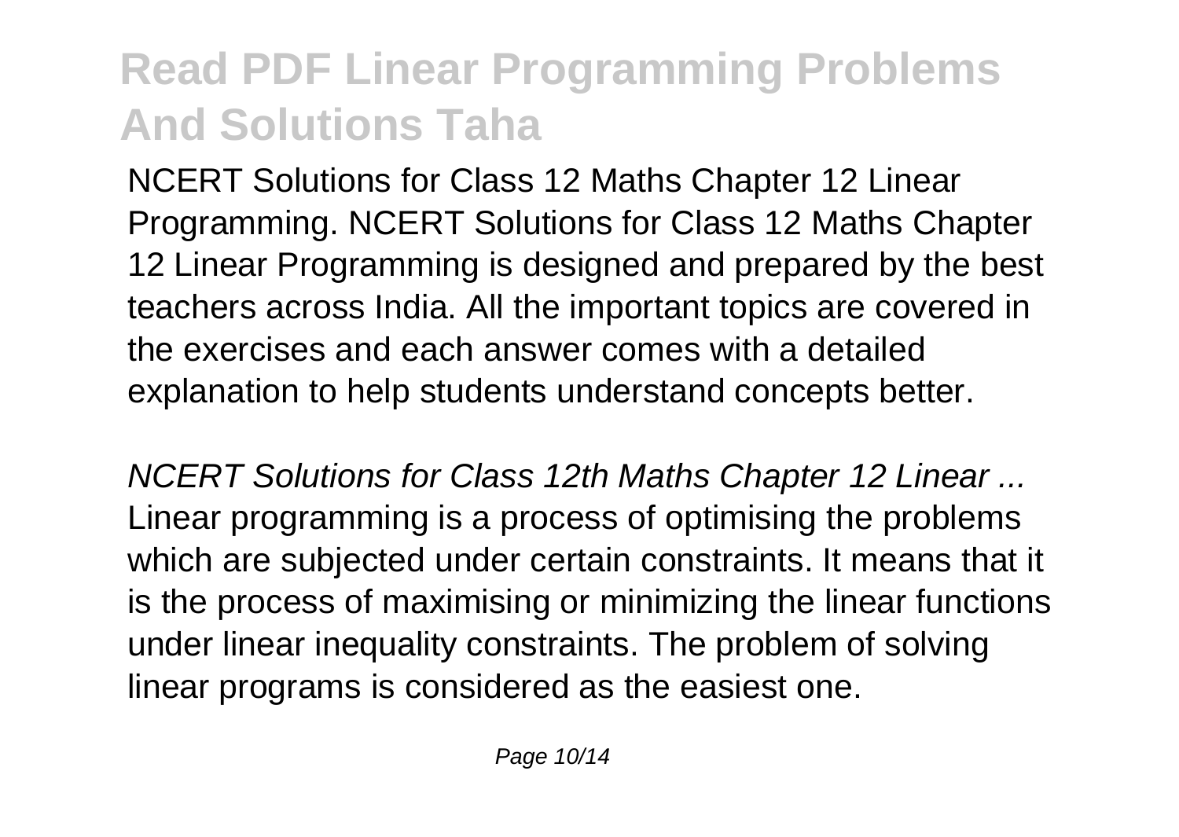NCERT Solutions for Class 12 Maths Chapter 12 Linear Programming. NCERT Solutions for Class 12 Maths Chapter 12 Linear Programming is designed and prepared by the best teachers across India. All the important topics are covered in the exercises and each answer comes with a detailed explanation to help students understand concepts better.

*NCERT Solutions for Class 12th Maths Chapter 12 Linear ...*

Linear programming is a process of optimising the problems which are subjected under certain constraints. It means that it is the process of maximising or minimizing the linear functions under linear inequality constraints. The problem of solving linear programs is considered as the easiest one.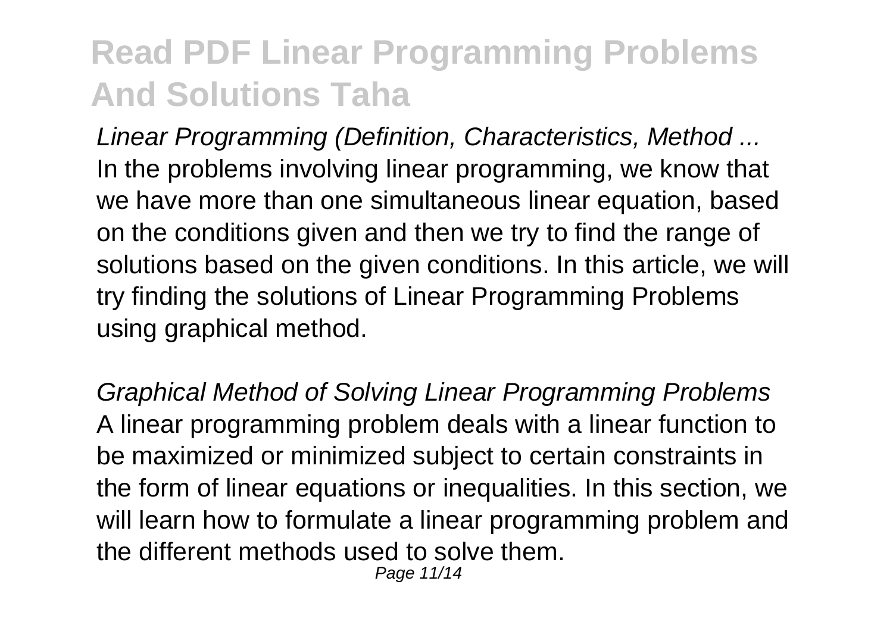# Read PDF Linear Programming Problems And Solutions Taha

*Linear Programming (Definition, Characteristics, Method ...*

In the problems involving linear programming, we know that we have more than one simultaneous linear equation, based on the conditions given and then we try to find the range of solutions based on the given conditions. In this article, we will try finding the solutions of Linear Programming Problems using graphical method.

*Graphical Method of Solving Linear Programming Problems*

A linear programming problem deals with a linear function to be maximized or minimized subject to certain constraints in the form of linear equations or inequalities. In this section, we will learn how to formulate a linear programming problem and the different methods used to solve them.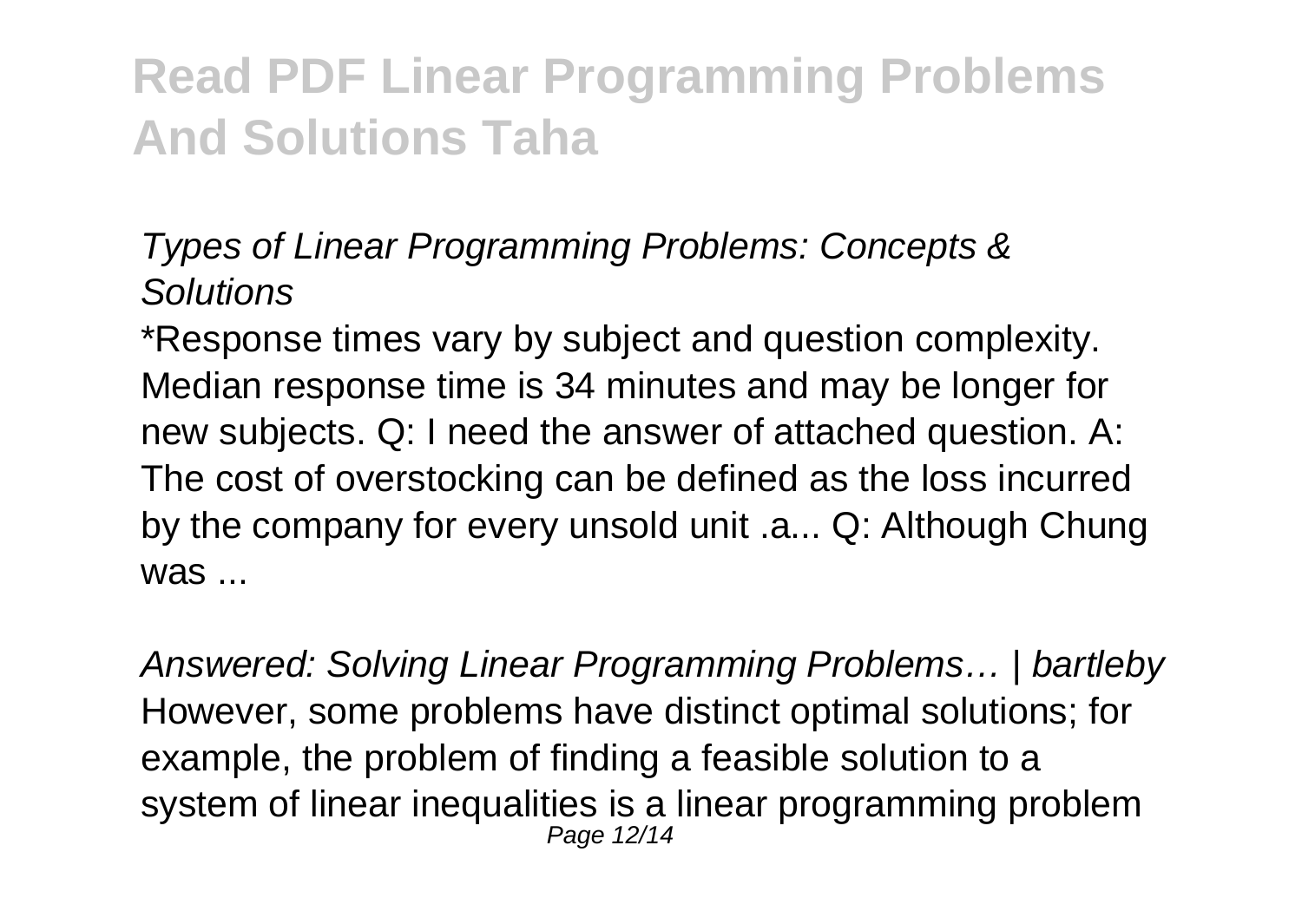## Read PDF Linear Programming Problems And Solutions Taha

*Types of Linear Programming Problems: Concepts & Solutions*

*Response times vary by subject and question complexity. Median response time is 34 minutes and may be longer for new subjects. Q: I need the answer of attached question. A: The cost of overstocking can be defined as the loss incurred by the company for every unsold unit .a... Q: Although Chung was ...

*Answered: Solving Linear Programming Problems… | bartleby*

However, some problems have distinct optimal solutions; for example, the problem of finding a feasible solution to a system of linear inequalities is a linear programming problem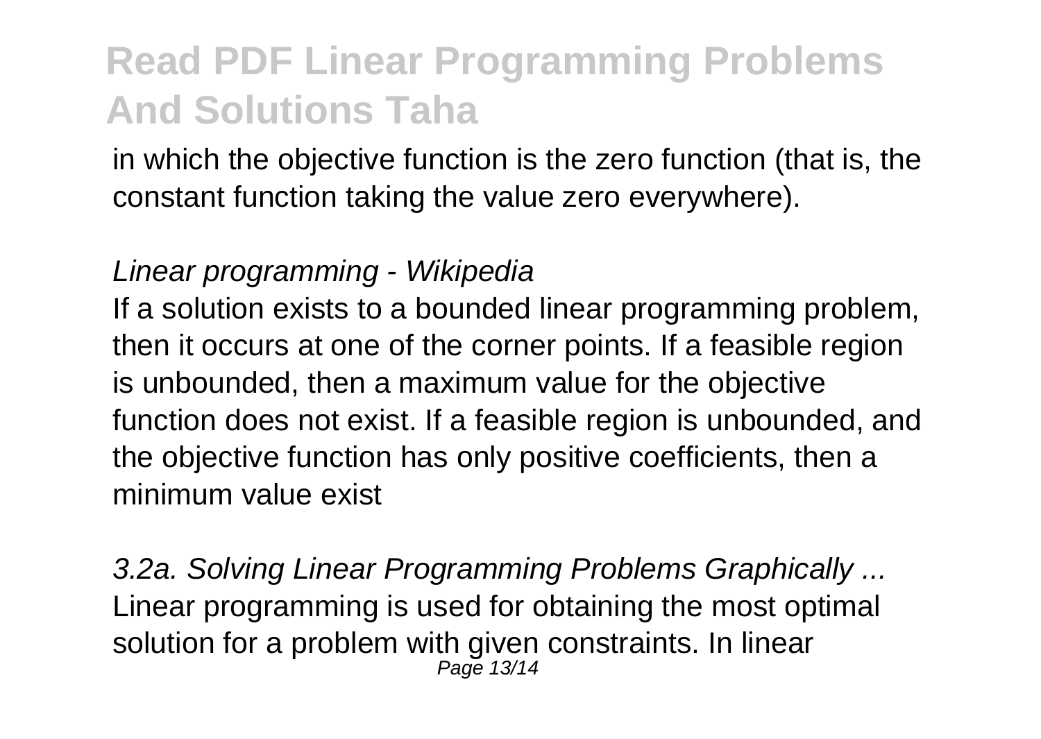in which the objective function is the zero function (that is, the constant function taking the value zero everywhere).

*Linear programming - Wikipedia*

If a solution exists to a bounded linear programming problem, then it occurs at one of the corner points. If a feasible region is unbounded, then a maximum value for the objective function does not exist. If a feasible region is unbounded, and the objective function has only positive coefficients, then a minimum value exist

*3.2a. Solving Linear Programming Problems Graphically ...*

Linear programming is used for obtaining the most optimal solution for a problem with given constraints. In linear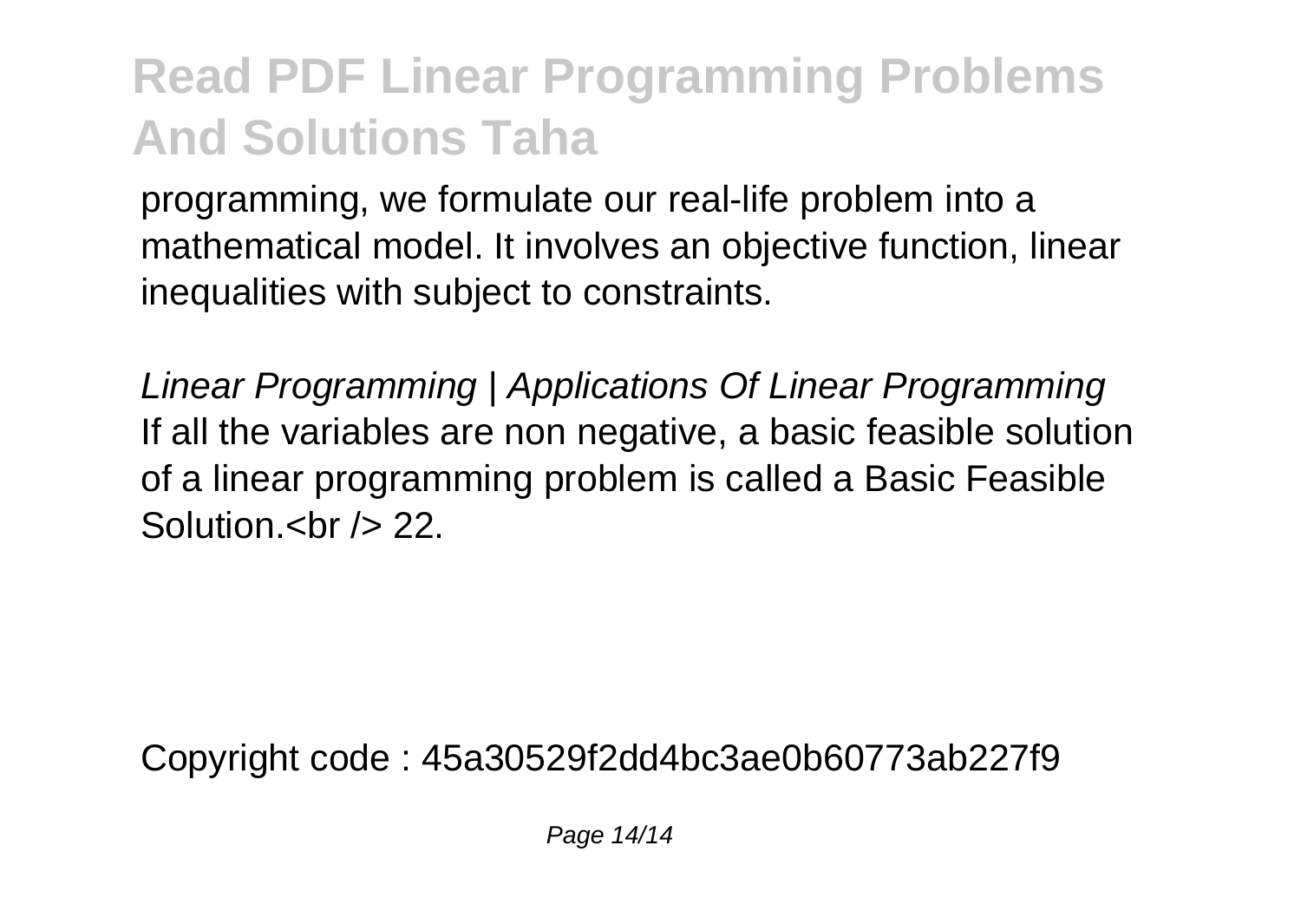programming, we formulate our real-life problem into a mathematical model. It involves an objective function, linear inequalities with subject to constraints.

*Linear Programming | Applications Of Linear Programming*
If all the variables are non negative, a basic feasible solution of a linear programming problem is called a Basic Feasible Solution.<br /> 22.

Copyright code : 45a30529f2dd4bc3ae0b60773ab227f9